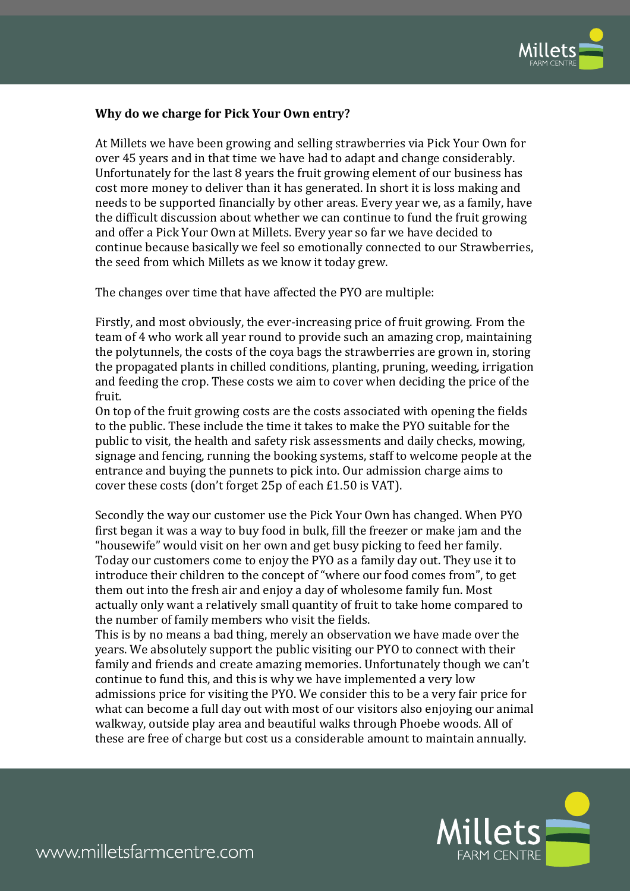**Why do we charge for Pick Your Own entry?**

At Millets we have been growing and selling strawberries via Pick Your Own for over 45 years and in that time we have had to adapt and change considerably. Unfortunately for the last 8 years the fruit growing element of our business has cost more money to deliver than it has generated. In short it is loss making and needs to be supported financially by other areas. Every year we, as a family, have the difficult discussion about whether we can continue to fund the fruit growing and offer a Pick Your Own at Millets. Every year so far we have decided to continue because basically we feel so emotionally connected to our Strawberries, the seed from which Millets as we know it today grew.

The changes over time that have affected the PYO are multiple:

Firstly, and most obviously, the ever-increasing price of fruit growing. From the team of 4 who work all year round to provide such an amazing crop, maintaining the polytunnels, the costs of the coya bags the strawberries are grown in, storing the propagated plants in chilled conditions, planting, pruning, weeding, irrigation and feeding the crop. These costs we aim to cover when deciding the price of the fruit.

On top of the fruit growing costs are the costs associated with opening the fields to the public. These include the time it takes to make the PYO suitable for the public to visit, the health and safety risk assessments and daily checks, mowing, signage and fencing, running the booking systems, staff to welcome people at the entrance and buying the punnets to pick into. Our admission charge aims to cover these costs (don't forget 25p of each £1.50 is VAT).

Secondly the way our customer use the Pick Your Own has changed. When PYO first began it was a way to buy food in bulk, fill the freezer or make jam and the "housewife" would visit on her own and get busy picking to feed her family. Today our customers come to enjoy the PYO as a family day out. They use it to introduce their children to the concept of "where our food comes from", to get them out into the fresh air and enjoy a day of wholesome family fun. Most actually only want a relatively small quantity of fruit to take home compared to the number of family members who visit the fields.

This is by no means a bad thing, merely an observation we have made over the years. We absolutely support the public visiting our PYO to connect with their family and friends and create amazing memories. Unfortunately though we can't continue to fund this, and this is why we have implemented a very low admissions price for visiting the PYO. We consider this to be a very fair price for what can become a full day out with most of our visitors also enjoying our animal walkway, outside play area and beautiful walks through Phoebe woods. All of these are free of charge but cost us a considerable amount to maintain annually.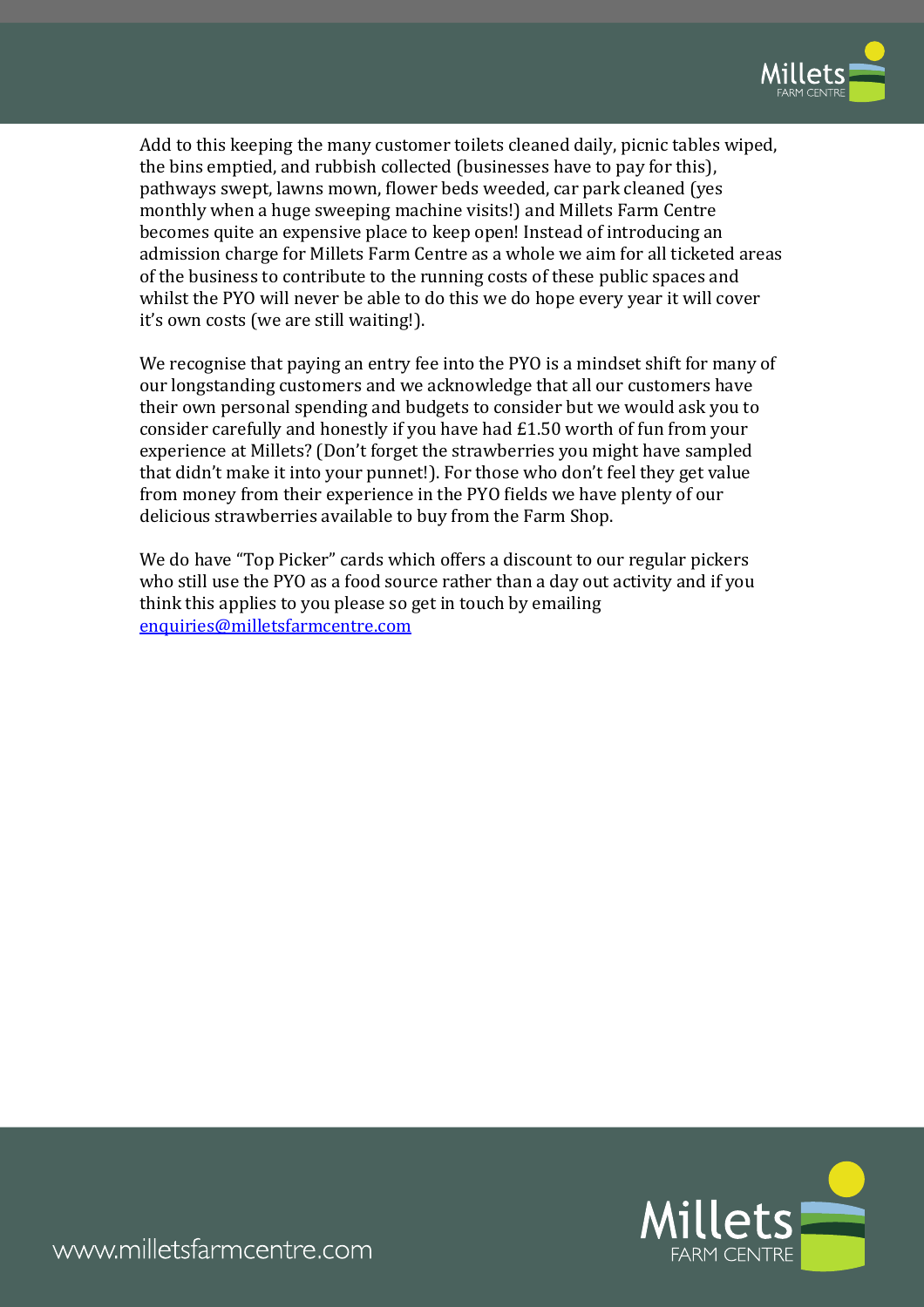Add to this keeping the many customer toilets cleaned daily, picnic tables wiped, the bins emptied, and rubbish collected (businesses have to pay for this), pathways swept, lawns mown, flower beds weeded, car park cleaned (yes monthly when a huge sweeping machine visits!) and Millets Farm Centre becomes quite an expensive place to keep open! Instead of introducing an admission charge for Millets Farm Centre as a whole we aim for all ticketed areas of the business to contribute to the running costs of these public spaces and whilst the PYO will never be able to do this we do hope every year it will cover it's own costs (we are still waiting!).

We recognise that paying an entry fee into the PYO is a mindset shift for many of our longstanding customers and we acknowledge that all our customers have their own personal spending and budgets to consider but we would ask you to consider carefully and honestly if you have had £1.50 worth of fun from your experience at Millets? (Don't forget the strawberries you might have sampled that didn't make it into your punnet!). For those who don't feel they get value from money from their experience in the PYO fields we have plenty of our delicious strawberries available to buy from the Farm Shop.

We do have "Top Picker" cards which offers a discount to our regular pickers who still use the PYO as a food source rather than a day out activity and if you think this applies to you please so get in touch by emailing [enquiries@milletsfarmcentre.com](mailto:enquiries@milletsfarmcentre.com)